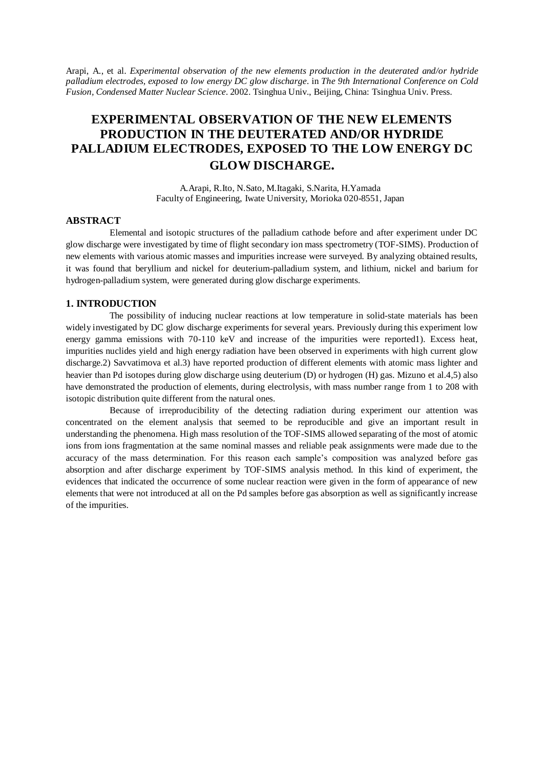Arapi, A., et al. *Experimental observation of the new elements production in the deuterated and/or hydride palladium electrodes, exposed to low energy DC glow discharge*. in *The 9th International Conference on Cold Fusion, Condensed Matter Nuclear Science*. 2002. Tsinghua Univ., Beijing, China: Tsinghua Univ. Press.

# EXPERIMENTAL OBSERVATION OF THE NEW ELEMENTS PRODUCTION IN THE DEUTERATED AND/OR HYDRIDE PALLADIUM ELECTRODES, EXPOSED TO THE LOW ENERGY DC GLOW DISCHARGE.

A.Arapi, R.Ito, N.Sato, M.Itagaki, S.Narita, H.Yamada
Faculty of Engineering, Iwate University, Morioka 020-8551, Japan

## ABSTRACT

Elemental and isotopic structures of the palladium cathode before and after experiment under DC glow discharge were investigated by time of flight secondary ion mass spectrometry (TOF-SIMS). Production of new elements with various atomic masses and impurities increase were surveyed. By analyzing obtained results, it was found that beryllium and nickel for deuterium-palladium system, and lithium, nickel and barium for hydrogen-palladium system, were generated during glow discharge experiments.

## 1. INTRODUCTION

The possibility of inducing nuclear reactions at low temperature in solid-state materials has been widely investigated by DC glow discharge experiments for several years. Previously during this experiment low energy gamma emissions with 70-110 keV and increase of the impurities were reported1). Excess heat, impurities nuclides yield and high energy radiation have been observed in experiments with high current glow discharge.2) Savvatimova et al.3) have reported production of different elements with atomic mass lighter and heavier than Pd isotopes during glow discharge using deuterium (D) or hydrogen (H) gas. Mizuno et al.4,5) also have demonstrated the production of elements, during electrolysis, with mass number range from 1 to 208 with isotopic distribution quite different from the natural ones.

Because of irreproducibility of the detecting radiation during experiment our attention was concentrated on the element analysis that seemed to be reproducible and give an important result in understanding the phenomena. High mass resolution of the TOF-SIMS allowed separating of the most of atomic ions from ions fragmentation at the same nominal masses and reliable peak assignments were made due to the accuracy of the mass determination. For this reason each sample's composition was analyzed before gas absorption and after discharge experiment by TOF-SIMS analysis method. In this kind of experiment, the evidences that indicated the occurrence of some nuclear reaction were given in the form of appearance of new elements that were not introduced at all on the Pd samples before gas absorption as well as significantly increase of the impurities.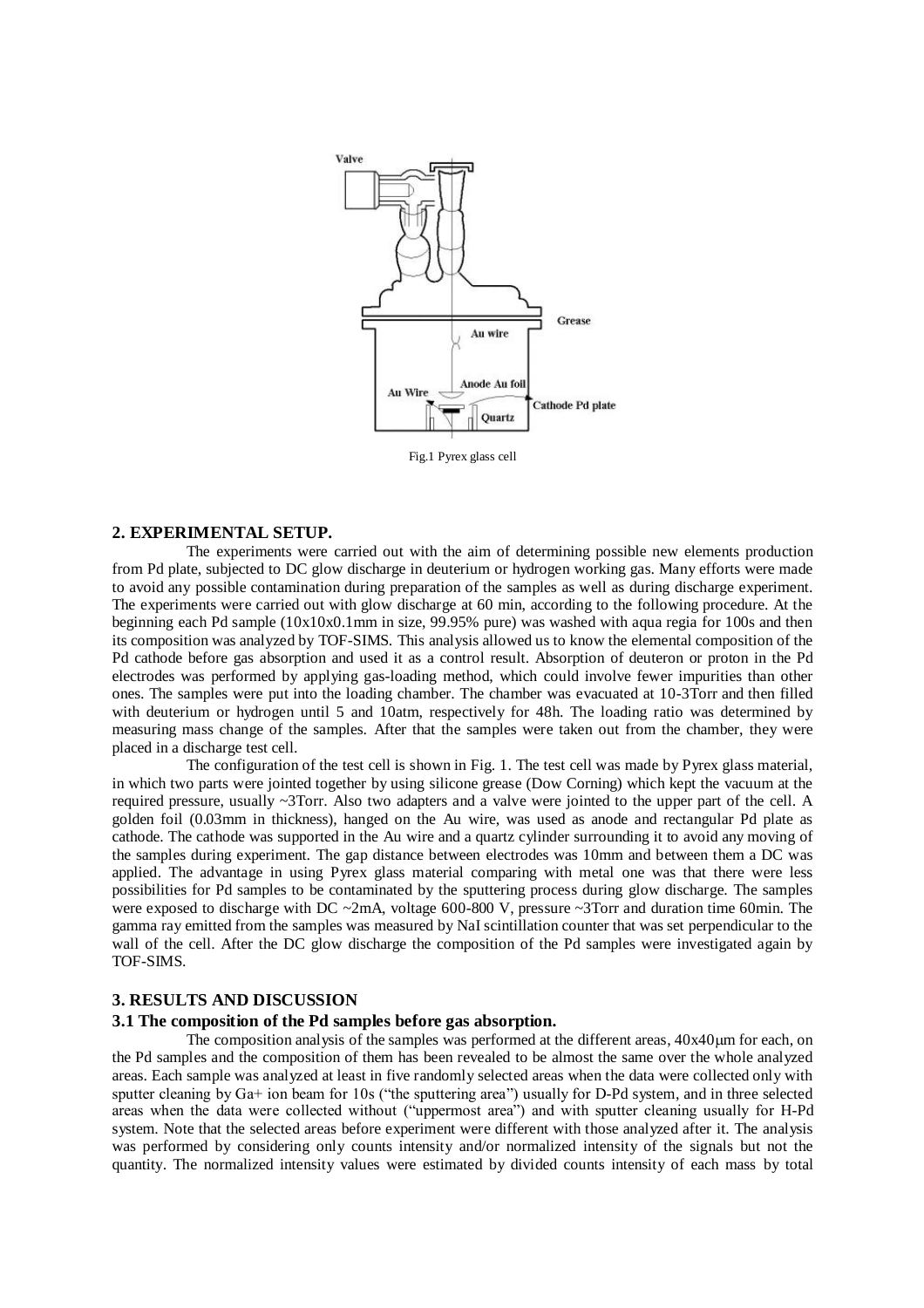Fig.1 Pyrex glass cell

## 2. EXPERIMENTAL SETUP.

The experiments were carried out with the aim of determining possible new elements production from Pd plate, subjected to DC glow discharge in deuterium or hydrogen working gas. Many efforts were made to avoid any possible contamination during preparation of the samples as well as during discharge experiment. The experiments were carried out with glow discharge at 60 min, according to the following procedure. At the beginning each Pd sample (10x10x0.1mm in size, 99.95% pure) was washed with aqua regia for 100s and then its composition was analyzed by TOF-SIMS. This analysis allowed us to know the elemental composition of the Pd cathode before gas absorption and used it as a control result. Absorption of deuteron or proton in the Pd electrodes was performed by applying gas-loading method, which could involve fewer impurities than other ones. The samples were put into the loading chamber. The chamber was evacuated at 10-3Torr and then filled with deuterium or hydrogen until 5 and 10atm, respectively for 48h. The loading ratio was determined by measuring mass change of the samples. After that the samples were taken out from the chamber, they were placed in a discharge test cell.

The configuration of the test cell is shown in Fig. 1. The test cell was made by Pyrex glass material, in which two parts were jointed together by using silicone grease (Dow Corning) which kept the vacuum at the required pressure, usually ~3Torr. Also two adapters and a valve were jointed to the upper part of the cell. A golden foil (0.03mm in thickness), hanged on the Au wire, was used as anode and rectangular Pd plate as cathode. The cathode was supported in the Au wire and a quartz cylinder surrounding it to avoid any moving of the samples during experiment. The gap distance between electrodes was 10mm and between them a DC was applied. The advantage in using Pyrex glass material comparing with metal one was that there were less possibilities for Pd samples to be contaminated by the sputtering process during glow discharge. The samples were exposed to discharge with DC ~2mA, voltage 600-800 V, pressure ~3Torr and duration time 60min. The gamma ray emitted from the samples was measured by NaI scintillation counter that was set perpendicular to the wall of the cell. After the DC glow discharge the composition of the Pd samples were investigated again by TOF-SIMS.

## 3. RESULTS AND DISCUSSION

### 3.1 The composition of the Pd samples before gas absorption.

The composition analysis of the samples was performed at the different areas, 40x40μm for each, on the Pd samples and the composition of them has been revealed to be almost the same over the whole analyzed areas. Each sample was analyzed at least in five randomly selected areas when the data were collected only with sputter cleaning by Ga+ ion beam for 10s ("the sputtering area") usually for D-Pd system, and in three selected areas when the data were collected without ("uppermost area") and with sputter cleaning usually for H-Pd system. Note that the selected areas before experiment were different with those analyzed after it. The analysis was performed by considering only counts intensity and/or normalized intensity of the signals but not the quantity. The normalized intensity values were estimated by divided counts intensity of each mass by total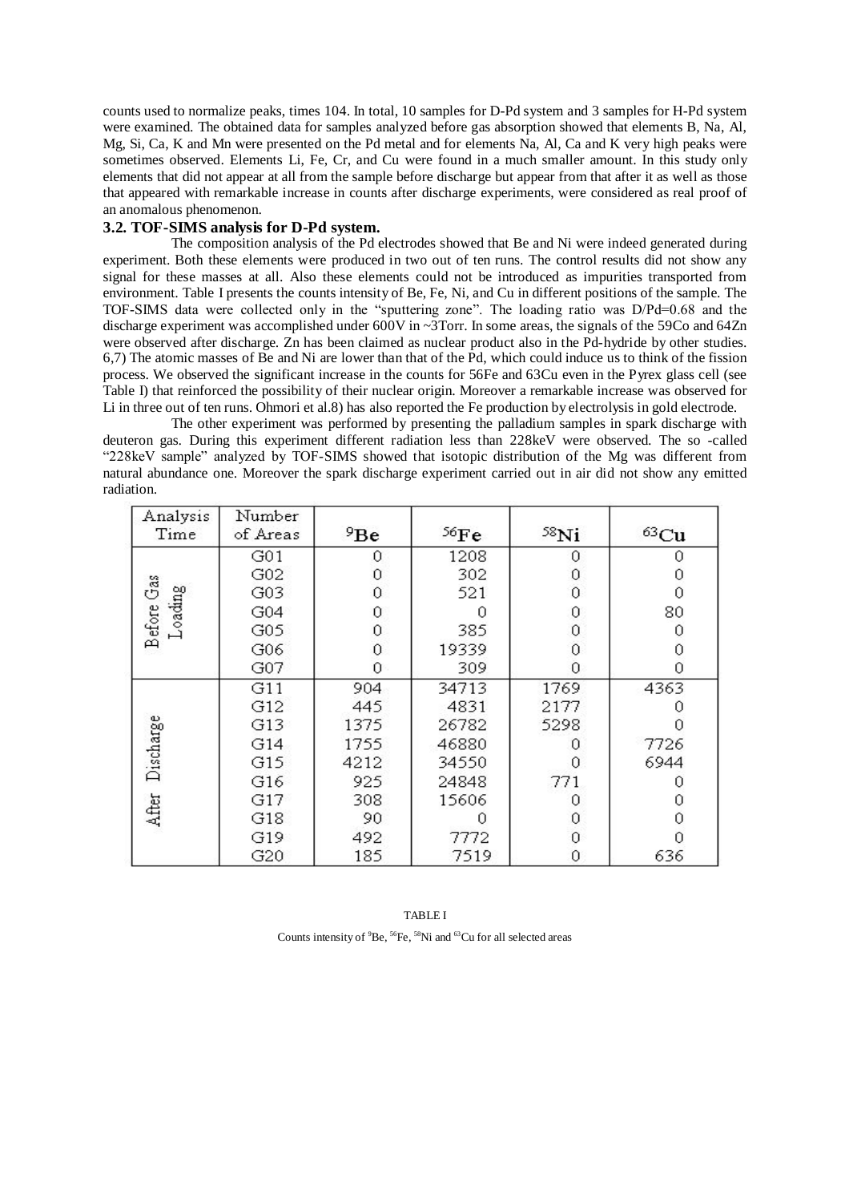counts used to normalize peaks, times 104. In total, 10 samples for D-Pd system and 3 samples for H-Pd system were examined. The obtained data for samples analyzed before gas absorption showed that elements B, Na, Al, Mg, Si, Ca, K and Mn were presented on the Pd metal and for elements Na, Al, Ca and K very high peaks were sometimes observed. Elements Li, Fe, Cr, and Cu were found in a much smaller amount. In this study only elements that did not appear at all from the sample before discharge but appear from that after it as well as those that appeared with remarkable increase in counts after discharge experiments, were considered as real proof of an anomalous phenomenon.

### 3.2. TOF-SIMS analysis for D-Pd system.

The composition analysis of the Pd electrodes showed that Be and Ni were indeed generated during experiment. Both these elements were produced in two out of ten runs. The control results did not show any signal for these masses at all. Also these elements could not be introduced as impurities transported from environment. Table I presents the counts intensity of Be, Fe, Ni, and Cu in different positions of the sample. The TOF-SIMS data were collected only in the "sputtering zone". The loading ratio was D/Pd=0.68 and the discharge experiment was accomplished under 600V in ~3Torr. In some areas, the signals of the 59Co and 64Zn were observed after discharge. Zn has been claimed as nuclear product also in the Pd-hydride by other studies. 6,7) The atomic masses of Be and Ni are lower than that of the Pd, which could induce us to think of the fission process. We observed the significant increase in the counts for 56Fe and 63Cu even in the Pyrex glass cell (see Table I) that reinforced the possibility of their nuclear origin. Moreover a remarkable increase was observed for Li in three out of ten runs. Ohmori et al.8) has also reported the Fe production by electrolysis in gold electrode.

The other experiment was performed by presenting the palladium samples in spark discharge with deuteron gas. During this experiment different radiation less than 228keV were observed. The so -called "228keV sample" analyzed by TOF-SIMS showed that isotopic distribution of the Mg was different from natural abundance one. Moreover the spark discharge experiment carried out in air did not show any emitted radiation.

| Analysis Time | Number of Areas | $^{9}$Be | $^{56}$Fe | $^{58}$Ni | $^{63}$Cu |
|---|---|---|---|---|---|
| Before Gas Loading | G01 | 0 | 1208 | 0 | 0 |
| | G02 | 0 | 302 | 0 | 0 |
| | G03 | 0 | 521 | 0 | 0 |
| | G04 | 0 | 0 | 0 | 80 |
| | G05 | 0 | 385 | 0 | 0 |
| | G06 | 0 | 19339 | 0 | 0 |
| | G07 | 0 | 309 | 0 | 0 |
| After Discharge | G11 | 904 | 34713 | 1769 | 4363 |
| | G12 | 445 | 4831 | 2177 | 0 |
| | G13 | 1375 | 26782 | 5298 | 0 |
| | G14 | 1755 | 46880 | 0 | 7726 |
| | G15 | 4212 | 34550 | 0 | 6944 |
| | G16 | 925 | 24848 | 771 | 0 |
| | G17 | 308 | 15606 | 0 | 0 |
| | G18 | 90 | 0 | 0 | 0 |
| | G19 | 492 | 7772 | 0 | 0 |
| | G20 | 185 | 7519 | 0 | 636 |

TABLE I

Counts intensity of $^{9}$Be, $^{56}$Fe, $^{58}$Ni and $^{63}$Cu for all selected areas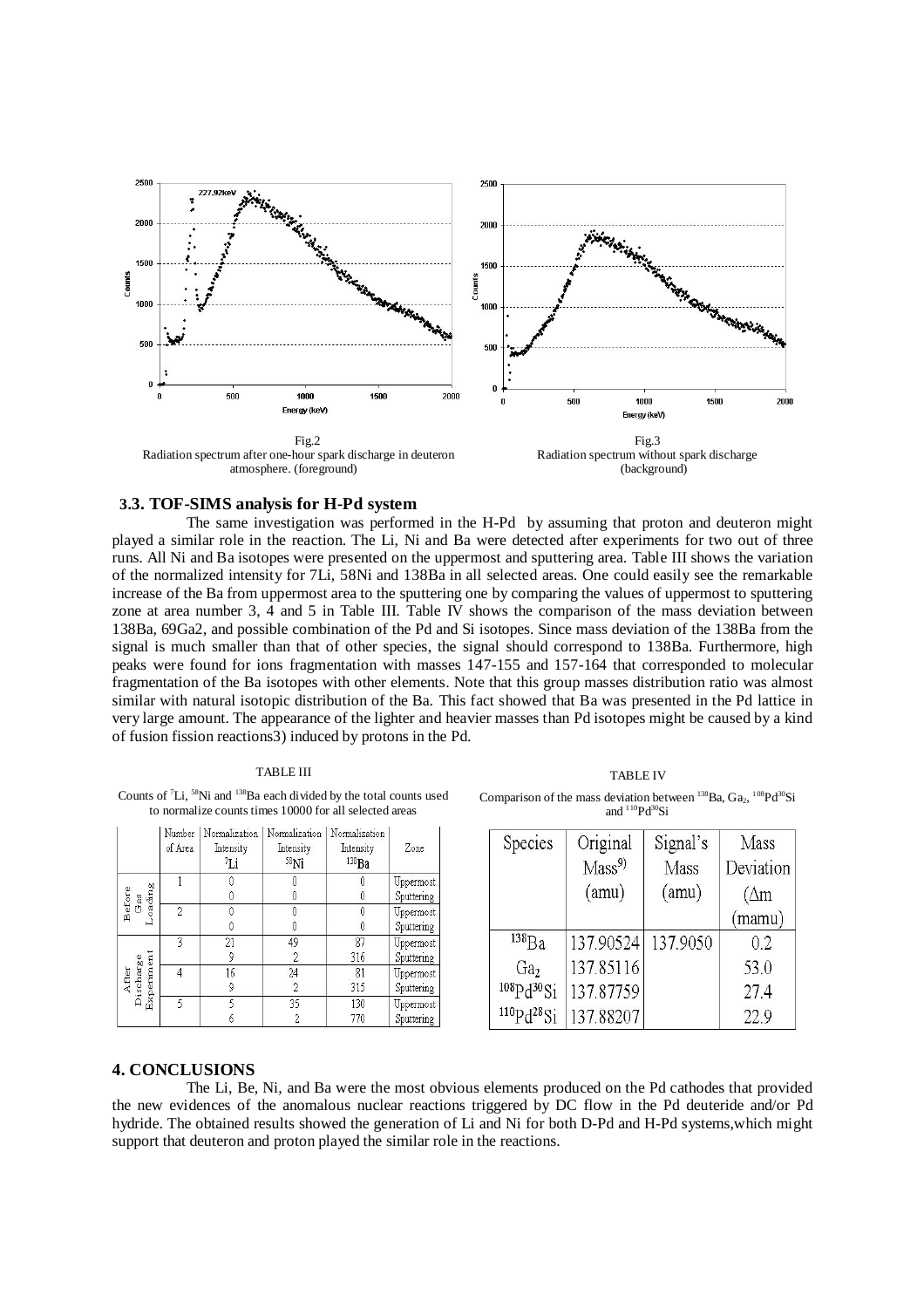Fig.2
Radiation spectrum after one-hour spark discharge in deuteron atmosphere. (foreground)

Fig.3
Radiation spectrum without spark discharge (background)

### 3.3. TOF-SIMS analysis for H-Pd system

The same investigation was performed in the H-Pd by assuming that proton and deuteron might played a similar role in the reaction. The Li, Ni and Ba were detected after experiments for two out of three runs. All Ni and Ba isotopes were presented on the uppermost and sputtering area. Table III shows the variation of the normalized intensity for 7Li, 58Ni and 138Ba in all selected areas. One could easily see the remarkable increase of the Ba from uppermost area to the sputtering one by comparing the values of uppermost to sputtering zone at area number 3, 4 and 5 in Table III. Table IV shows the comparison of the mass deviation between 138Ba, 69Ga2, and possible combination of the Pd and Si isotopes. Since mass deviation of the 138Ba from the signal is much smaller than that of other species, the signal should correspond to 138Ba. Furthermore, high peaks were found for ions fragmentation with masses 147-155 and 157-164 that corresponded to molecular fragmentation of the Ba isotopes with other elements. Note that this group masses distribution ratio was almost similar with natural isotopic distribution of the Ba. This fact showed that Ba was presented in the Pd lattice in very large amount. The appearance of the lighter and heavier masses than Pd isotopes might be caused by a kind of fusion fission reactions3) induced by protons in the Pd.

TABLE III

Counts of $^{7}Li$, $^{58}Ni$ and $^{138}Ba$ each divided by the total counts used to normalize counts times 10000 for all selected areas

| | Number of Area | Normalization Intensity $^{7}Li$ | Normalization Intensity $^{58}Ni$ | Normalization Intensity $^{138}Ba$ | Zone |
|---|---|---|---|---|---|
| Before Gas Loading | 1 | 0 | 0 | 0 | Uppermost |
| | | 0 | 0 | 0 | Sputtering |
| | 2 | 0 | 0 | 0 | Uppermost |
| | | 0 | 0 | 0 | Sputtering |
| After Discharge Experiment | 3 | 21 | 49 | 87 | Uppermost |
| | | 9 | 2 | 316 | Sputtering |
| | 4 | 16 | 24 | 81 | Uppermost |
| | | 9 | 2 | 315 | Sputtering |
| | 5 | 5 | 35 | 130 | Uppermost |
| | | 6 | 2 | 770 | Sputtering |

TABLE IV

Comparison of the mass deviation between $^{138}Ba$, $Ga_2$, $^{108}Pd^{30}Si$ and $^{110}Pd^{30}Si$

| Species | Original Mass[9] (amu) | Signal's Mass (amu) | Mass Deviation ($\Delta$m (mamu) |
|---|---|---|---|
| $^{138}Ba$ | 137.90524 | 137.9050 | 0.2 |
| $Ga_2$ | 137.85116 | | 53.0 |
| $^{108}Pd^{30}Si$ | 137.87759 | | 27.4 |
| $^{110}Pd^{28}Si$ | 137.88207 | | 22.9 |

## 4. CONCLUSIONS

The Li, Be, Ni, and Ba were the most obvious elements produced on the Pd cathodes that provided the new evidences of the anomalous nuclear reactions triggered by DC flow in the Pd deuteride and/or Pd hydride. The obtained results showed the generation of Li and Ni for both D-Pd and H-Pd systems,which might support that deuteron and proton played the similar role in the reactions.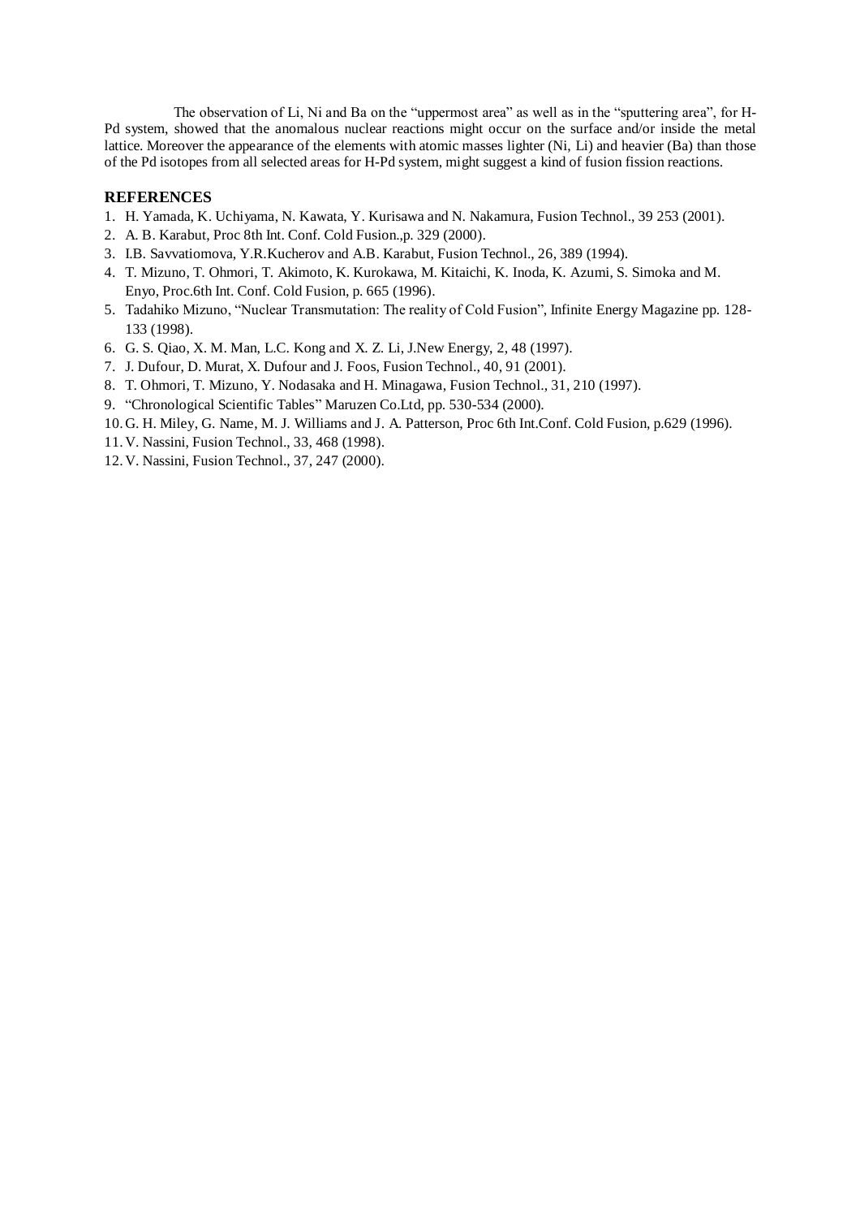The observation of Li, Ni and Ba on the “uppermost area” as well as in the “sputtering area”, for H-Pd system, showed that the anomalous nuclear reactions might occur on the surface and/or inside the metal lattice. Moreover the appearance of the elements with atomic masses lighter (Ni, Li) and heavier (Ba) than those of the Pd isotopes from all selected areas for H-Pd system, might suggest a kind of fusion fission reactions.

## REFERENCES

1. H. Yamada, K. Uchiyama, N. Kawata, Y. Kurisawa and N. Nakamura, Fusion Technol., 39 253 (2001).
2. A. B. Karabut, Proc 8th Int. Conf. Cold Fusion.,p. 329 (2000).
3. I.B. Savvatiomova, Y.R.Kucherov and A.B. Karabut, Fusion Technol., 26, 389 (1994).
4. T. Mizuno, T. Ohmori, T. Akimoto, K. Kurokawa, M. Kitaichi, K. Inoda, K. Azumi, S. Simoka and M. Enyo, Proc.6th Int. Conf. Cold Fusion, p. 665 (1996).
5. Tadahiko Mizuno, “Nuclear Transmutation: The reality of Cold Fusion”, Infinite Energy Magazine pp. 128-133 (1998).
6. G. S. Qiao, X. M. Man, L.C. Kong and X. Z. Li, J.New Energy, 2, 48 (1997).
7. J. Dufour, D. Murat, X. Dufour and J. Foos, Fusion Technol., 40, 91 (2001).
8. T. Ohmori, T. Mizuno, Y. Nodasaka and H. Minagawa, Fusion Technol., 31, 210 (1997).
9. “Chronological Scientific Tables” Maruzen Co.Ltd, pp. 530-534 (2000).
10. G. H. Miley, G. Name, M. J. Williams and J. A. Patterson, Proc 6th Int.Conf. Cold Fusion, p.629 (1996).
11. V. Nassini, Fusion Technol., 33, 468 (1998).
12. V. Nassini, Fusion Technol., 37, 247 (2000).